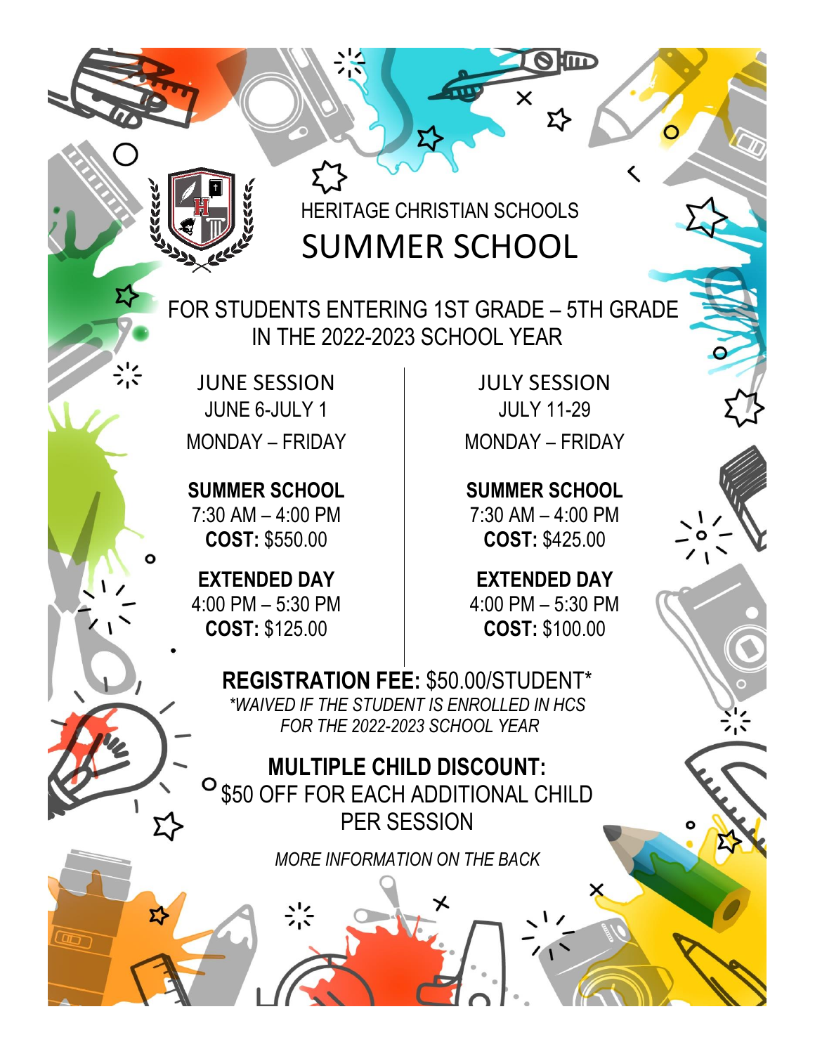# HERITAGE CHRISTIAN SCHOOLS SUMMER SCHOOL

FOR STUDENTS ENTERING 1ST GRADE – 5TH GRADE IN THE 2022-2023 SCHOOL YEAR

## JUNE SESSION

JUNE 6-JULY 1

MONDAY – FRIDAY

**SUMMER SCHOOL**
7:30 AM – 4:00 PM
**COST:** $550.00

**EXTENDED DAY**
4:00 PM – 5:30 PM
**COST:** $125.00

## JULY SESSION

JULY 11-29

MONDAY – FRIDAY

**SUMMER SCHOOL**
7:30 AM – 4:00 PM
**COST:** $425.00

**EXTENDED DAY**
4:00 PM – 5:30 PM
**COST:** $100.00

**REGISTRATION FEE:** $50.00/STUDENT*
*\*WAIVED IF THE STUDENT IS ENROLLED IN HCS FOR THE 2022-2023 SCHOOL YEAR*

**MULTIPLE CHILD DISCOUNT:**
$50 OFF FOR EACH ADDITIONAL CHILD PER SESSION

*MORE INFORMATION ON THE BACK*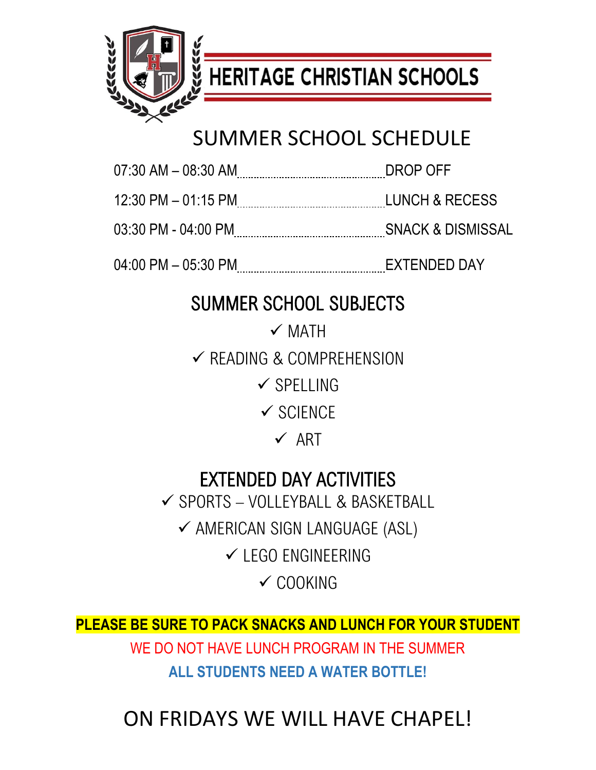# HERITAGE CHRISTIAN SCHOOLS

## SUMMER SCHOOL SCHEDULE

| | |
|---|---|
| 07:30 AM – 08:30 AM | DROP OFF |
| 12:30 PM – 01:15 PM | LUNCH & RECESS |
| 03:30 PM - 04:00 PM | SNACK & DISMISSAL |
| 04:00 PM – 05:30 PM | EXTENDED DAY |

## SUMMER SCHOOL SUBJECTS

- ✓ MATH
- ✓ READING & COMPREHENSION
- ✓ SPELLING
- ✓ SCIENCE
- ✓ ART

## EXTENDED DAY ACTIVITIES

- ✓ SPORTS – VOLLEYBALL & BASKETBALL
- ✓ AMERICAN SIGN LANGUAGE (ASL)
- ✓ LEGO ENGINEERING
- ✓ COOKING

**PLEASE BE SURE TO PACK SNACKS AND LUNCH FOR YOUR STUDENT**

WE DO NOT HAVE LUNCH PROGRAM IN THE SUMMER

**ALL STUDENTS NEED A WATER BOTTLE!**

ON FRIDAYS WE WILL HAVE CHAPEL!